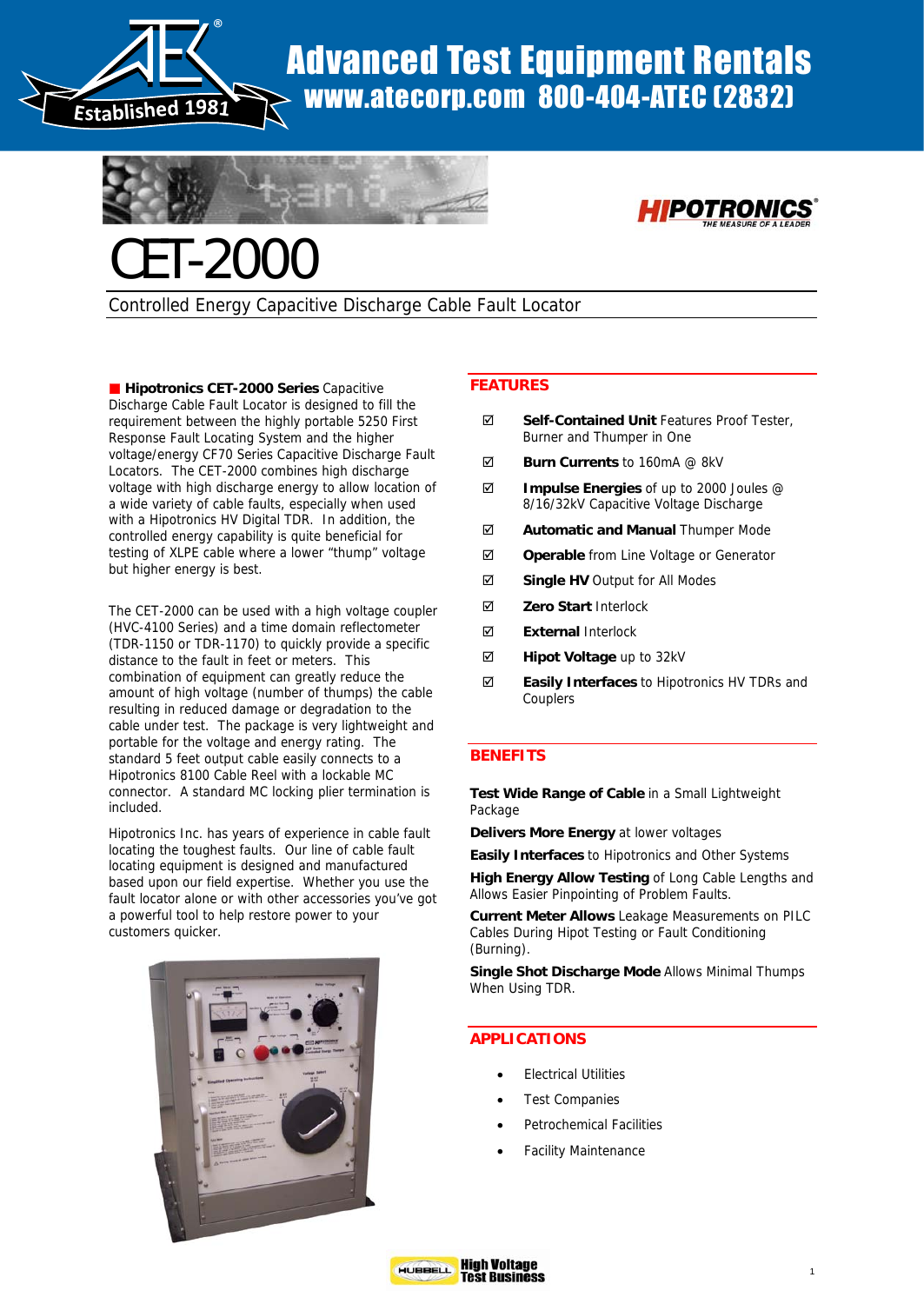# Advanced Test Equipment Rentals

www.atecorp.com 800-404-ATEC (2832)

# CET-2000

Controlled Energy Capacitive Discharge Cable Fault Locator

**Hipotronics CET-2000 Series** Capacitive Discharge Cable Fault Locator is designed to fill the requirement between the highly portable 5250 First Response Fault Locating System and the higher voltage/energy CF70 Series Capacitive Discharge Fault Locators. The CET-2000 combines high discharge voltage with high discharge energy to allow location of a wide variety of cable faults, especially when used with a Hipotronics HV Digital TDR. In addition, the controlled energy capability is quite beneficial for testing of XLPE cable where a lower "thump" voltage but higher energy is best.

The CET-2000 can be used with a high voltage coupler (HVC-4100 Series) and a time domain reflectometer (TDR-1150 or TDR-1170) to quickly provide a specific distance to the fault in feet or meters. This combination of equipment can greatly reduce the amount of high voltage (number of thumps) the cable resulting in reduced damage or degradation to the cable under test. The package is very lightweight and portable for the voltage and energy rating. The standard 5 feet output cable easily connects to a Hipotronics 8100 Cable Reel with a lockable MC connector. A standard MC locking plier termination is included.

Hipotronics Inc. has years of experience in cable fault locating the toughest faults. Our line of cable fault locating equipment is designed and manufactured based upon our field expertise. Whether you use the fault locator alone or with other accessories you've got a powerful tool to help restore power to your customers quicker.

## FEATURES

- ☑ **Self-Contained Unit** Features Proof Tester, Burner and Thumper in One
- ☑ **Burn Currents** to 160mA @ 8kV
- ☑ **Impulse Energies** of up to 2000 Joules @ 8/16/32kV Capacitive Voltage Discharge
- ☑ **Automatic and Manual** Thumper Mode
- ☑ **Operable** from Line Voltage or Generator
- ☑ **Single HV** Output for All Modes
- ☑ **Zero Start** Interlock
- ☑ **External** Interlock
- ☑ **Hipot Voltage** up to 32kV
- ☑ **Easily Interfaces** to Hipotronics HV TDRs and Couplers

## BENEFITS

**Test Wide Range of Cable** in a Small Lightweight Package

**Delivers More Energy** at lower voltages

**Easily Interfaces** to Hipotronics and Other Systems

**High Energy Allow Testing** of Long Cable Lengths and Allows Easier Pinpointing of Problem Faults.

**Current Meter Allows** Leakage Measurements on PILC Cables During Hipot Testing or Fault Conditioning (Burning).

**Single Shot Discharge Mode** Allows Minimal Thumps When Using TDR.

## APPLICATIONS

- Electrical Utilities
- Test Companies
- Petrochemical Facilities
- Facility Maintenance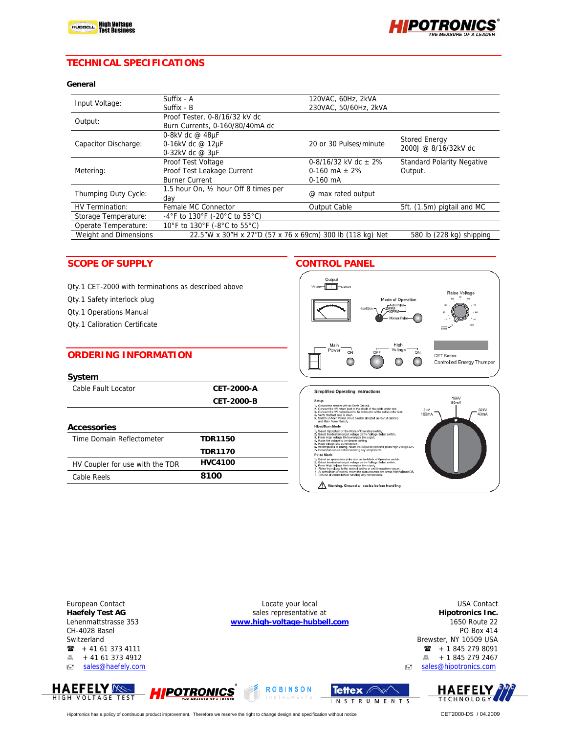## TECHNICAL SPECIFICATIONS

### General

| | | | |
|---|---|---|---|
| Input Voltage: | Suffix - A<br>Suffix - B | 120VAC, 60Hz, 2kVA<br>230VAC, 50/60Hz, 2kVA | |
| Output: | Proof Tester, 0-8/16/32 kV dc<br>Burn Currents, 0-160/80/40mA dc | | |
| Capacitor Discharge: | 0-8kV dc @ 48µF<br>0-16kV dc @ 12µF<br>0-32kV dc @ 3µF | 20 or 30 Pulses/minute | Stored Energy<br>2000J @ 8/16/32kV dc |
| Metering: | Proof Test Voltage<br>Proof Test Leakage Current<br>Burner Current | 0-8/16/32 kV dc ± 2%<br>0-160 mA ± 2%<br>0-160 mA | Standard Polarity Negative Output. |
| Thumping Duty Cycle: | 1.5 hour On, ½ hour Off 8 times per day | @ max rated output | |
| HV Termination: | Female MC Connector | Output Cable | 5ft. (1.5m) pigtail and MC |
| Storage Temperature: | -4°F to 130°F (-20°C to 55°C) | | |
| Operate Temperature: | 10°F to 130°F (-8°C to 55°C) | | |
| Weight and Dimensions | 22.5"W x 30"H x 27"D (57 x 76 x 69cm) 300 lb (118 kg) Net | | 580 lb (228 kg) shipping |

## SCOPE OF SUPPLY

Qty.1 CET-2000 with terminations as described above
Qty.1 Safety interlock plug
Qty.1 Operations Manual
Qty.1 Calibration Certificate

## ORDERING INFORMATION

### System

| | |
|---|---|
| Cable Fault Locator | **CET-2000-A** |
| | **CET-2000-B** |

### Accessories

| | |
|---|---|
| Time Domain Reflectometer | **TDR1150** |
| | **TDR1170** |
| HV Coupler for use with the TDR | **HVC4100** |
| Cable Reels | **8100** |

## CONTROL PANEL

Output
Voltage — Current
Mode of Operation
Hipot/Burn
Auto Pulse
20PPM
30PPM
Manual Pulse
Raise Voltage
ZERO START
Main Power ON
High Voltage OFF ON
CET Series
Controlled Energy Thumper

Simplified Operating Instructions

Setup
1. Ground the system with an Earth Ground.
2. Connect the HV return lead to the shield of the cable under test.
3. Connect the HV output lead to the conductor of the cable under test.
4. Verify that test area is clear.
5. Switch on Main Power circuit breaker (located on rear of cabinet) and Main Power Switch.

Hipot/Burn Mode
1. Select Hipot/Burn on the Mode of Operation switch.
2. Select the desired output voltage on the Voltage Select switch.
3. Press High Voltage On to energize the output.
4. Raise the voltage to the desired setting.
5. Read voltage and current levels.
6. At completion of testing, return the output to zero and press High Voltage Off.
7. Ground all cables before handling any components.

Pulse Mode
1. Select an appropriate pulse rate on the Mode of Operation switch.
2. Select the desired output voltage on the Voltage Select switch.
3. Press High Voltage On to energize the output.
4. Raise the voltage to the desired setting or until breakdown occurs.
5. At completion of testing, return the output to zero and press High Voltage Off.
6. Ground all cables before handling any components.

Warning: Ground all cables before handling.

8kV 160mA
16kV 80mA
32kV 40mA

European Contact
**Haefely Test AG**
Lehenmattstrasse 353
CH-4028 Basel
Switzerland
☎ + 41 61 373 4111
Fax + 41 61 373 4912
sales@haefely.com

Locate your local sales representative at
**www.high-voltage-hubbell.com**

USA Contact
**Hipotronics Inc.**
1650 Route 22
PO Box 414
Brewster, NY 10509 USA
☎ + 1 845 279 8091
Fax + 1 845 279 2467
sales@hipotronics.com

Hipotronics has a policy of continuous product improvement. Therefore we reserve the right to change design and specification without notice

CET2000-DS / 04.2009